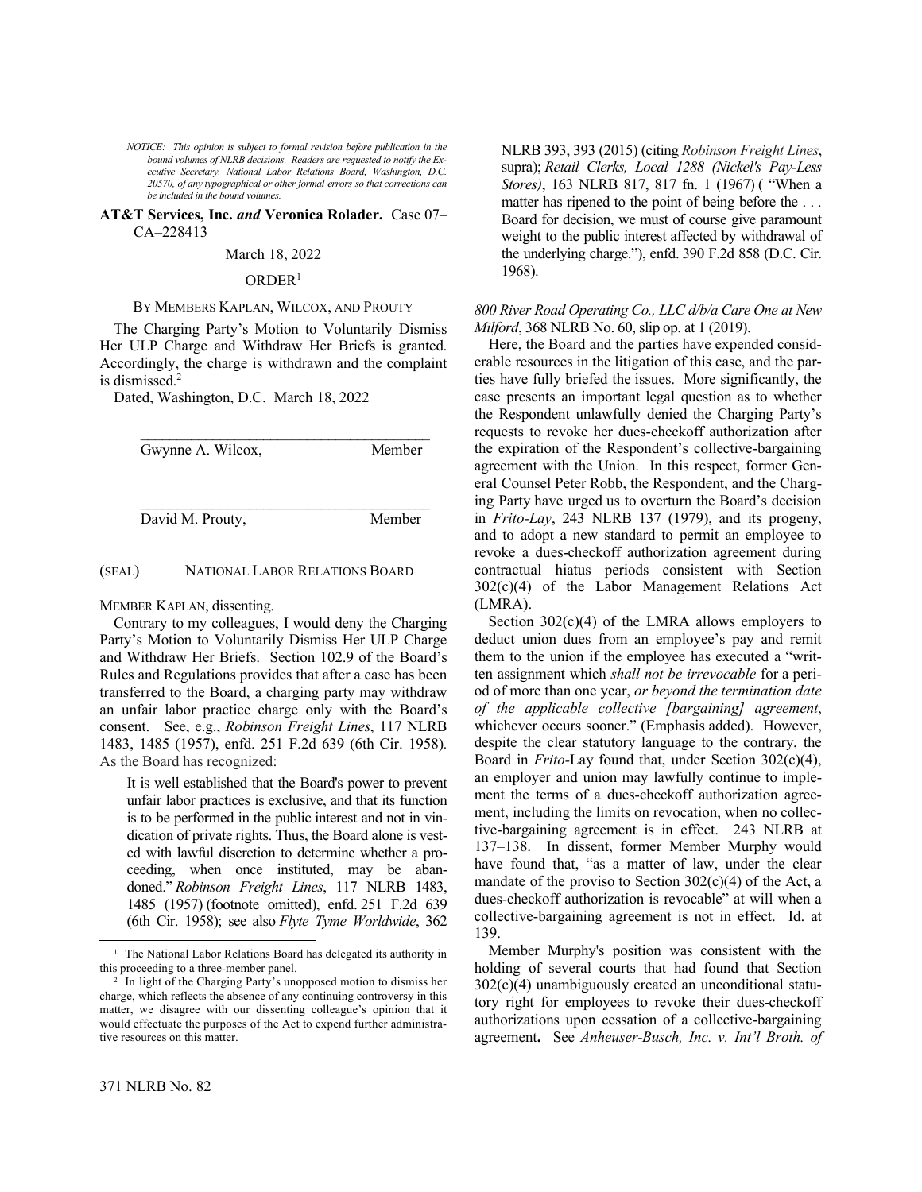*NOTICE: This opinion is subject to formal revision before publication in the bound volumes of NLRB decisions. Readers are requested to notify the Executive Secretary, National Labor Relations Board, Washington, D.C. 20570, of any typographical or other formal errors so that corrections can be included in the bound volumes.*

**AT&T Services, Inc. *and* Veronica Rolader.** Case 07–CA–228413

March 18, 2022

ORDER[1]

BY MEMBERS KAPLAN, WILCOX, AND PROUTY

The Charging Party's Motion to Voluntarily Dismiss Her ULP Charge and Withdraw Her Briefs is granted. Accordingly, the charge is withdrawn and the complaint is dismissed.[2]

Dated, Washington, D.C. March 18, 2022

______________________________________
Gwynne A. Wilcox, Member

______________________________________
David M. Prouty, Member

(SEAL) NATIONAL LABOR RELATIONS BOARD

MEMBER KAPLAN, dissenting.

Contrary to my colleagues, I would deny the Charging Party's Motion to Voluntarily Dismiss Her ULP Charge and Withdraw Her Briefs. Section 102.9 of the Board's Rules and Regulations provides that after a case has been transferred to the Board, a charging party may withdraw an unfair labor practice charge only with the Board's consent. See, e.g., *Robinson Freight Lines*, 117 NLRB 1483, 1485 (1957), enfd. 251 F.2d 639 (6th Cir. 1958). As the Board has recognized:

> It is well established that the Board's power to prevent unfair labor practices is exclusive, and that its function is to be performed in the public interest and not in vindication of private rights. Thus, the Board alone is vested with lawful discretion to determine whether a proceeding, when once instituted, may be abandoned." *Robinson Freight Lines*, 117 NLRB 1483, 1485 (1957) (footnote omitted), enfd. 251 F.2d 639 (6th Cir. 1958); see also *Flyte Tyme Worldwide*, 362 NLRB 393, 393 (2015) (citing *Robinson Freight Lines*, supra); *Retail Clerks, Local 1288 (Nickel's Pay-Less Stores)*, 163 NLRB 817, 817 fn. 1 (1967) ( "When a matter has ripened to the point of being before the . . . Board for decision, we must of course give paramount weight to the public interest affected by withdrawal of the underlying charge."), enfd. 390 F.2d 858 (D.C. Cir. 1968).

*800 River Road Operating Co., LLC d/b/a Care One at New Milford*, 368 NLRB No. 60, slip op. at 1 (2019).

Here, the Board and the parties have expended considerable resources in the litigation of this case, and the parties have fully briefed the issues. More significantly, the case presents an important legal question as to whether the Respondent unlawfully denied the Charging Party's requests to revoke her dues-checkoff authorization after the expiration of the Respondent's collective-bargaining agreement with the Union. In this respect, former General Counsel Peter Robb, the Respondent, and the Charging Party have urged us to overturn the Board's decision in *Frito-Lay*, 243 NLRB 137 (1979), and its progeny, and to adopt a new standard to permit an employee to revoke a dues-checkoff authorization agreement during contractual hiatus periods consistent with Section 302(c)(4) of the Labor Management Relations Act (LMRA).

Section 302(c)(4) of the LMRA allows employers to deduct union dues from an employee's pay and remit them to the union if the employee has executed a "written assignment which *shall not be irrevocable* for a period of more than one year, *or beyond the termination date of the applicable collective [bargaining] agreement*, whichever occurs sooner." (Emphasis added). However, despite the clear statutory language to the contrary, the Board in *Frito*-Lay found that, under Section 302(c)(4), an employer and union may lawfully continue to implement the terms of a dues-checkoff authorization agreement, including the limits on revocation, when no collective-bargaining agreement is in effect. 243 NLRB at 137–138. In dissent, former Member Murphy would have found that, "as a matter of law, under the clear mandate of the proviso to Section 302(c)(4) of the Act, a dues-checkoff authorization is revocable" at will when a collective-bargaining agreement is not in effect. Id. at 139.

Member Murphy's position was consistent with the holding of several courts that had found that Section 302(c)(4) unambiguously created an unconditional statutory right for employees to revoke their dues-checkoff authorizations upon cessation of a collective-bargaining agreement**.** See *Anheuser-Busch, Inc. v. Int'l Broth. of*

---

[1] The National Labor Relations Board has delegated its authority in this proceeding to a three-member panel.

[2] In light of the Charging Party's unopposed motion to dismiss her charge, which reflects the absence of any continuing controversy in this matter, we disagree with our dissenting colleague's opinion that it would effectuate the purposes of the Act to expend further administrative resources on this matter.

371 NLRB No. 82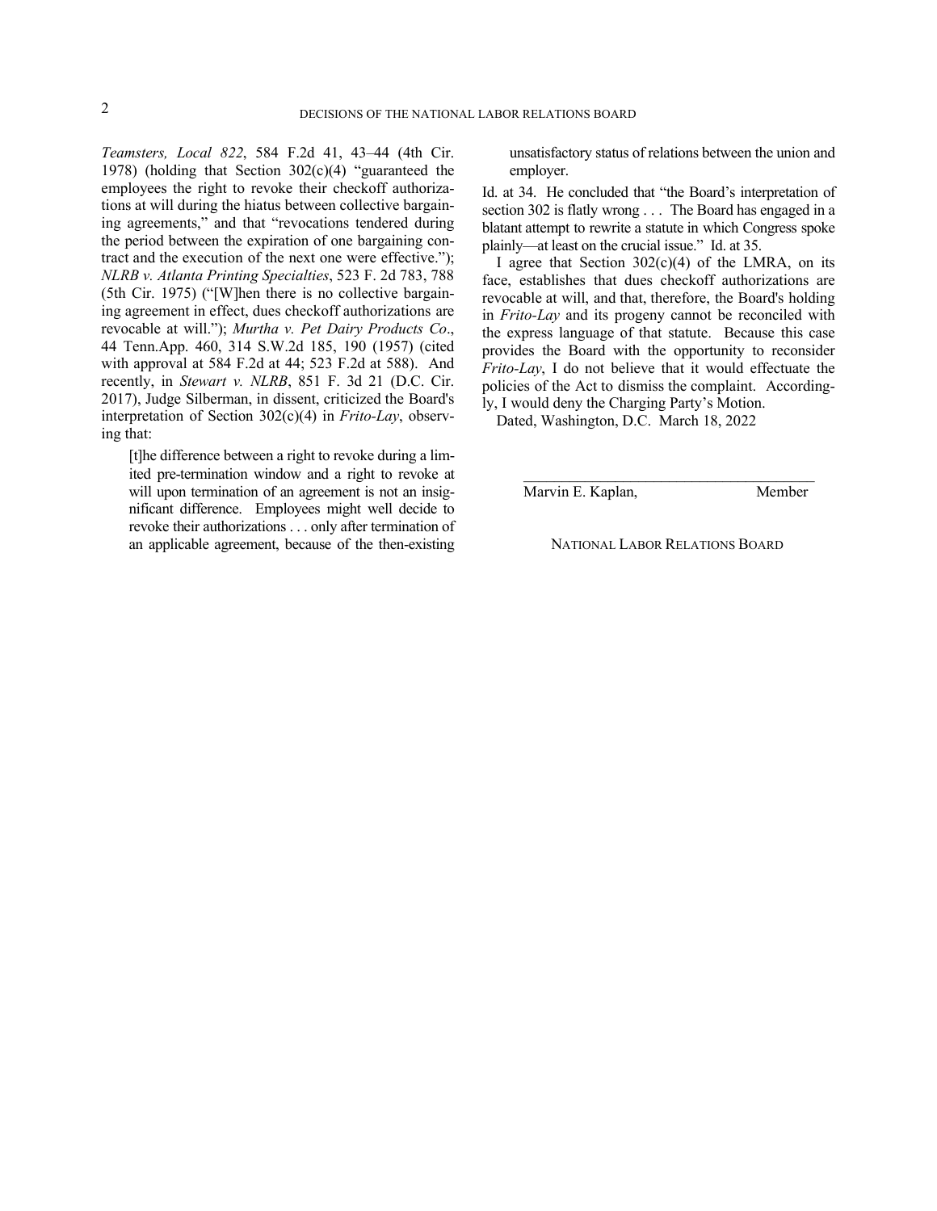*Teamsters, Local 822*, 584 F.2d 41, 43–44 (4th Cir. 1978) (holding that Section 302(c)(4) "guaranteed the employees the right to revoke their checkoff authorizations at will during the hiatus between collective bargaining agreements," and that "revocations tendered during the period between the expiration of one bargaining contract and the execution of the next one were effective."); *NLRB v. Atlanta Printing Specialties*, 523 F. 2d 783, 788 (5th Cir. 1975) ("[W]hen there is no collective bargaining agreement in effect, dues checkoff authorizations are revocable at will."); *Murtha v. Pet Dairy Products Co*., 44 Tenn.App. 460, 314 S.W.2d 185, 190 (1957) (cited with approval at 584 F.2d at 44; 523 F.2d at 588). And recently, in *Stewart v. NLRB*, 851 F. 3d 21 (D.C. Cir. 2017), Judge Silberman, in dissent, criticized the Board's interpretation of Section 302(c)(4) in *Frito-Lay*, observing that:

> [t]he difference between a right to revoke during a limited pre-termination window and a right to revoke at will upon termination of an agreement is not an insignificant difference. Employees might well decide to revoke their authorizations . . . only after termination of an applicable agreement, because of the then-existing unsatisfactory status of relations between the union and employer.

Id. at 34. He concluded that "the Board's interpretation of section 302 is flatly wrong . . . The Board has engaged in a blatant attempt to rewrite a statute in which Congress spoke plainly—at least on the crucial issue." Id. at 35.

I agree that Section 302(c)(4) of the LMRA, on its face, establishes that dues checkoff authorizations are revocable at will, and that, therefore, the Board's holding in *Frito-Lay* and its progeny cannot be reconciled with the express language of that statute. Because this case provides the Board with the opportunity to reconsider *Frito-Lay*, I do not believe that it would effectuate the policies of the Act to dismiss the complaint. Accordingly, I would deny the Charging Party's Motion.

Dated, Washington, D.C. March 18, 2022

Marvin E. Kaplan, Member

NATIONAL LABOR RELATIONS BOARD